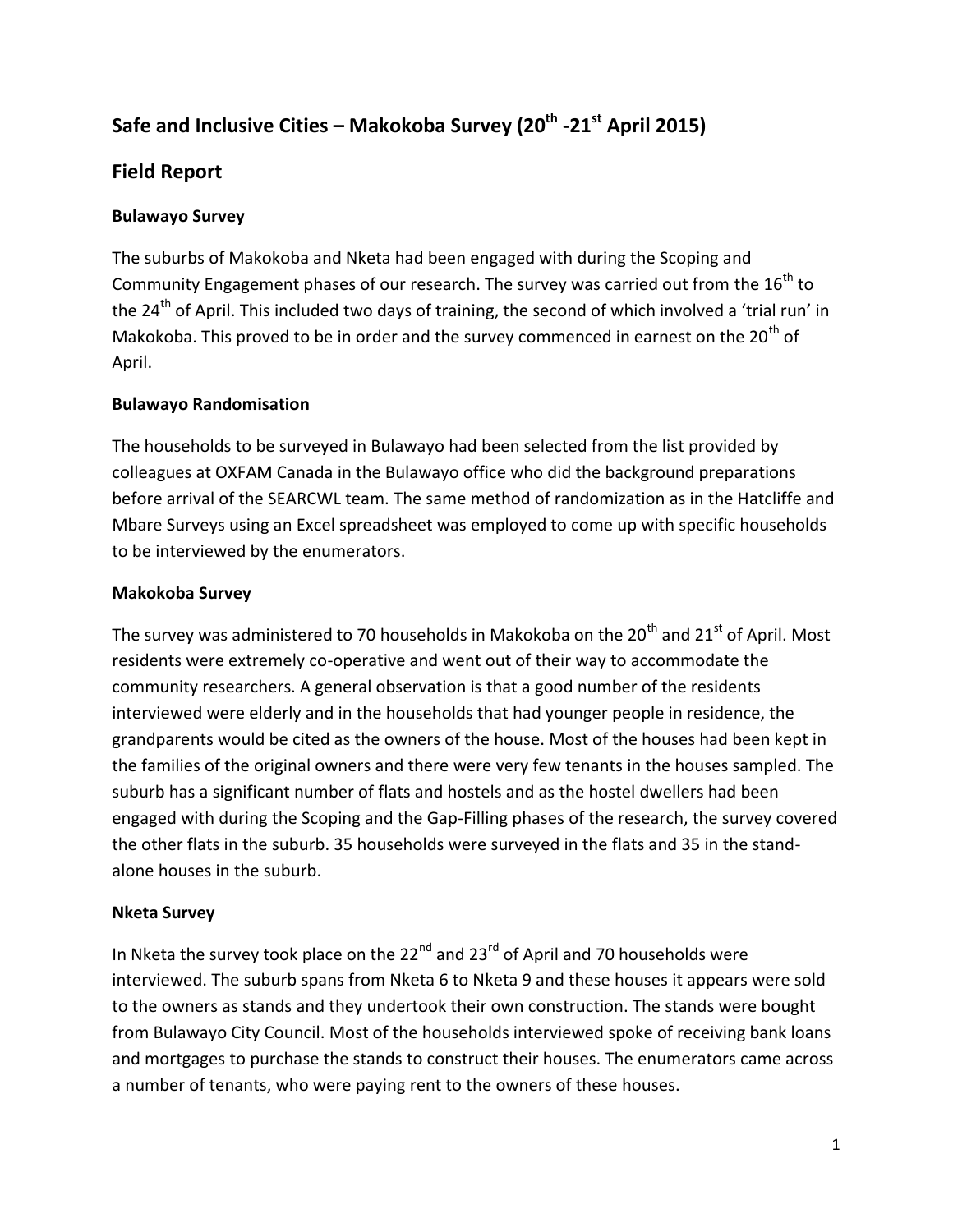# Safe and Inclusive Cities – Makokoba Survey (20th -21st April 2015)

## Field Report

### Bulawayo Survey

The suburbs of Makokoba and Nketa had been engaged with during the Scoping and Community Engagement phases of our research. The survey was carried out from the 16th to the 24th of April. This included two days of training, the second of which involved a 'trial run' in Makokoba. This proved to be in order and the survey commenced in earnest on the 20th of April.

### Bulawayo Randomisation

The households to be surveyed in Bulawayo had been selected from the list provided by colleagues at OXFAM Canada in the Bulawayo office who did the background preparations before arrival of the SEARCWL team. The same method of randomization as in the Hatcliffe and Mbare Surveys using an Excel spreadsheet was employed to come up with specific households to be interviewed by the enumerators.

### Makokoba Survey

The survey was administered to 70 households in Makokoba on the 20th and 21st of April. Most residents were extremely co-operative and went out of their way to accommodate the community researchers. A general observation is that a good number of the residents interviewed were elderly and in the households that had younger people in residence, the grandparents would be cited as the owners of the house. Most of the houses had been kept in the families of the original owners and there were very few tenants in the houses sampled. The suburb has a significant number of flats and hostels and as the hostel dwellers had been engaged with during the Scoping and the Gap-Filling phases of the research, the survey covered the other flats in the suburb. 35 households were surveyed in the flats and 35 in the stand-alone houses in the suburb.

### Nketa Survey

In Nketa the survey took place on the 22nd and 23rd of April and 70 households were interviewed. The suburb spans from Nketa 6 to Nketa 9 and these houses it appears were sold to the owners as stands and they undertook their own construction. The stands were bought from Bulawayo City Council. Most of the households interviewed spoke of receiving bank loans and mortgages to purchase the stands to construct their houses. The enumerators came across a number of tenants, who were paying rent to the owners of these houses.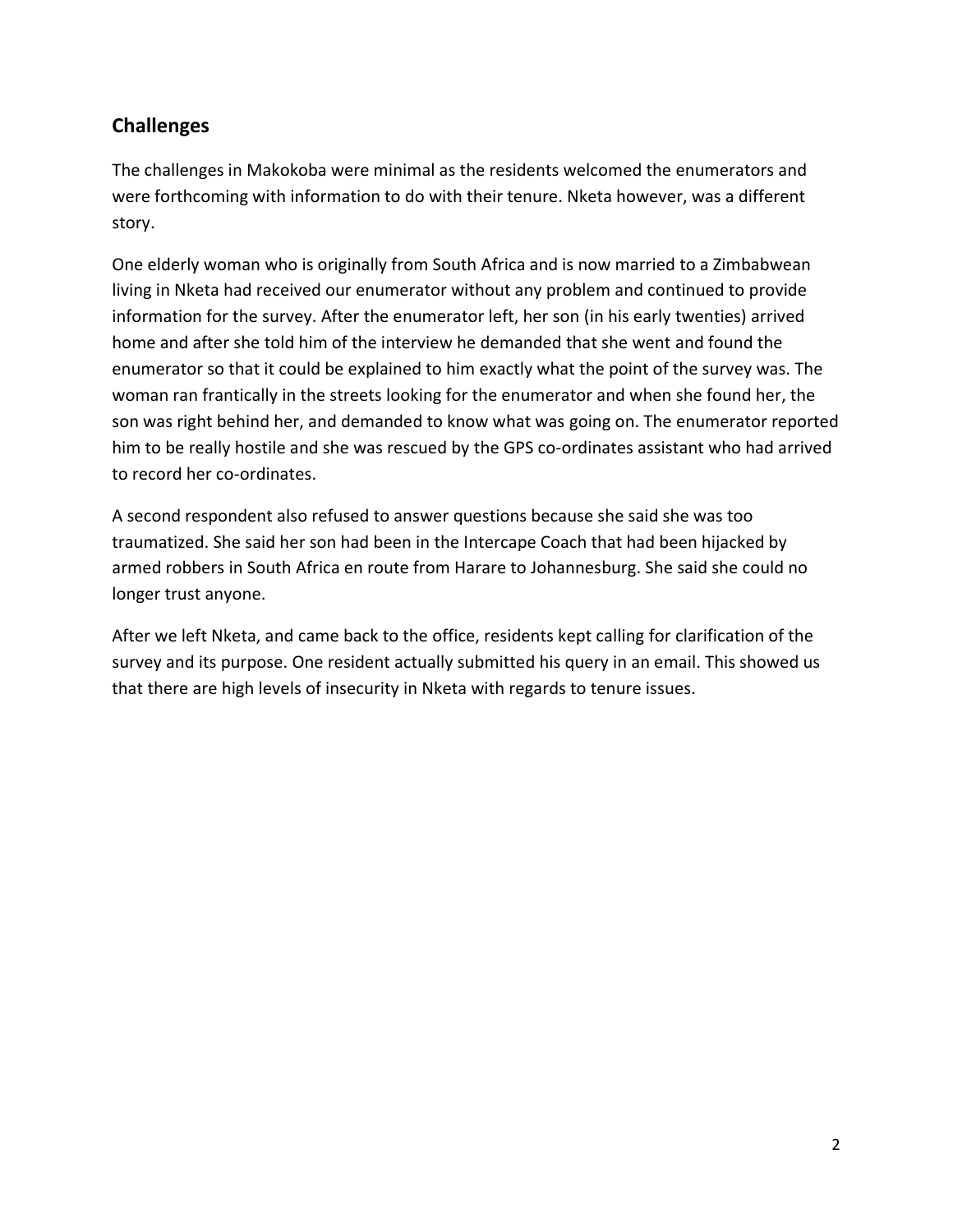## Challenges

The challenges in Makokoba were minimal as the residents welcomed the enumerators and were forthcoming with information to do with their tenure. Nketa however, was a different story.

One elderly woman who is originally from South Africa and is now married to a Zimbabwean living in Nketa had received our enumerator without any problem and continued to provide information for the survey. After the enumerator left, her son (in his early twenties) arrived home and after she told him of the interview he demanded that she went and found the enumerator so that it could be explained to him exactly what the point of the survey was. The woman ran frantically in the streets looking for the enumerator and when she found her, the son was right behind her, and demanded to know what was going on. The enumerator reported him to be really hostile and she was rescued by the GPS co-ordinates assistant who had arrived to record her co-ordinates.

A second respondent also refused to answer questions because she said she was too traumatized. She said her son had been in the Intercape Coach that had been hijacked by armed robbers in South Africa en route from Harare to Johannesburg. She said she could no longer trust anyone.

After we left Nketa, and came back to the office, residents kept calling for clarification of the survey and its purpose. One resident actually submitted his query in an email. This showed us that there are high levels of insecurity in Nketa with regards to tenure issues.